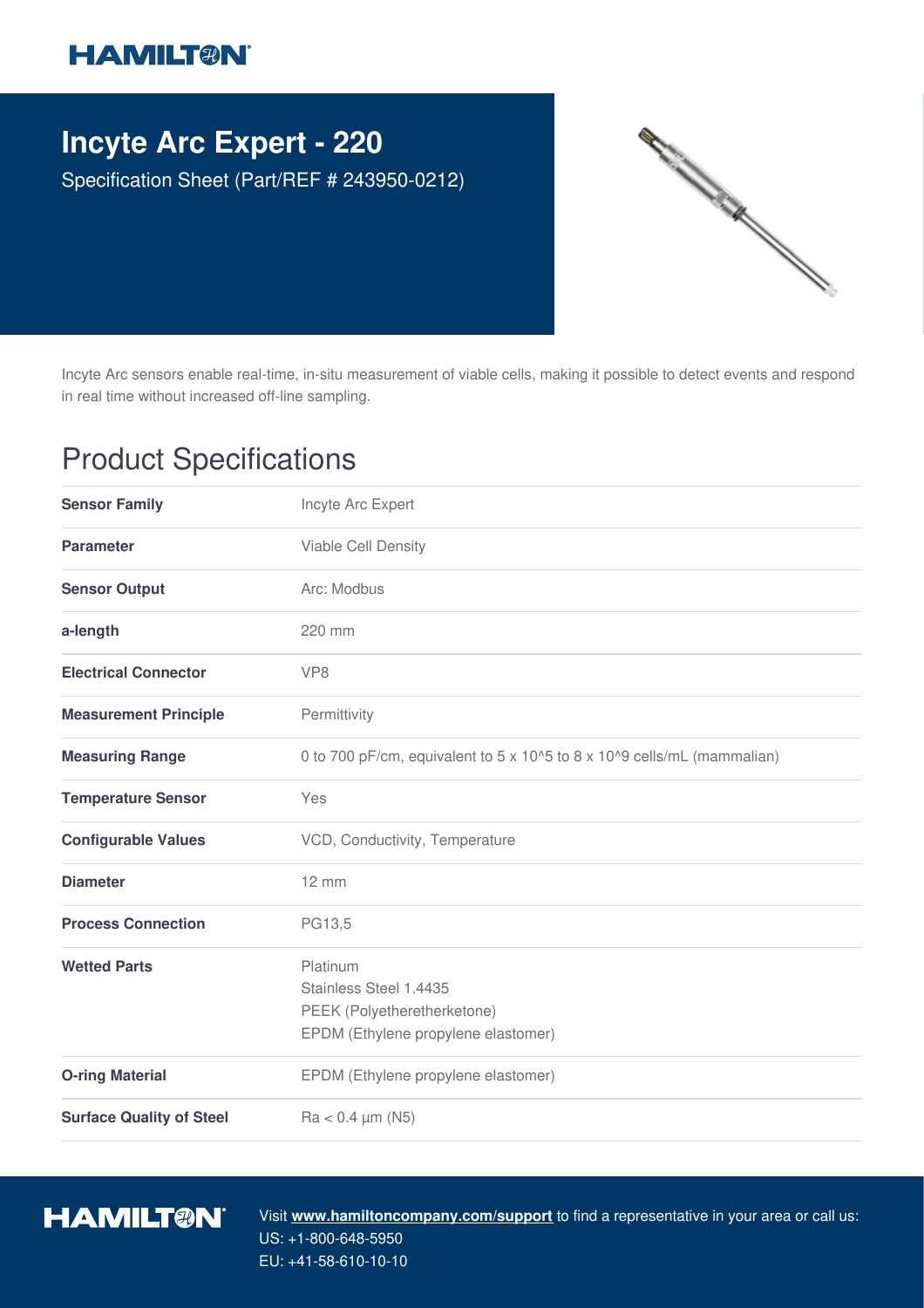# Incyte Arc Expert - 220

Specification Sheet (Part/REF # 243950-0212)

Incyte Arc sensors enable real-time, in-situ measurement of viable cells, making it possible to detect events and respond in real time without increased off-line sampling.

## Product Specifications

| | |
|---|---|
| **Sensor Family** | Incyte Arc Expert |
| **Parameter** | Viable Cell Density |
| **Sensor Output** | Arc: Modbus |
| **a-length** | 220 mm |
| **Electrical Connector** | VP8 |
| **Measurement Principle** | Permittivity |
| **Measuring Range** | 0 to 700 pF/cm, equivalent to 5 x $10^5$ to 8 x $10^9$ cells/mL (mammalian) |
| **Temperature Sensor** | Yes |
| **Configurable Values** | VCD, Conductivity, Temperature |
| **Diameter** | 12 mm |
| **Process Connection** | PG13,5 |
| **Wetted Parts** | Platinum<br>Stainless Steel 1.4435<br>PEEK (Polyetheretherketone)<br>EPDM (Ethylene propylene elastomer) |
| **O-ring Material** | EPDM (Ethylene propylene elastomer) |
| **Surface Quality of Steel** | Ra < 0.4 µm (N5) |

Visit **www.hamiltoncompany.com/support** to find a representative in your area or call us:
US: +1-800-648-5950
EU: +41-58-610-10-10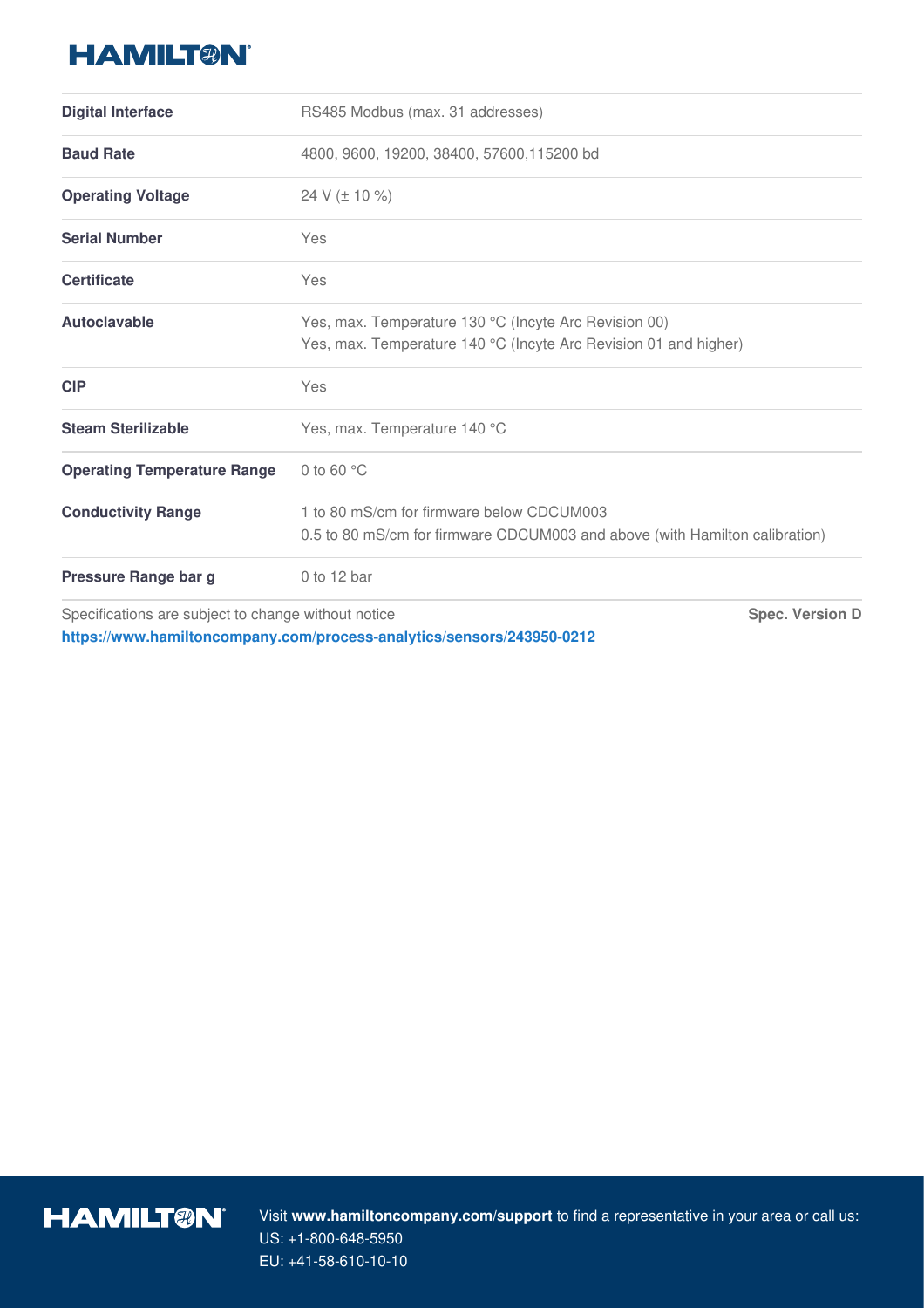| | |
|---|---|
| **Digital Interface** | RS485 Modbus (max. 31 addresses) |
| **Baud Rate** | 4800, 9600, 19200, 38400, 57600,115200 bd |
| **Operating Voltage** | 24 V (± 10 %) |
| **Serial Number** | Yes |
| **Certificate** | Yes |
| **Autoclavable** | Yes, max. Temperature 130 °C (Incyte Arc Revision 00)<br>Yes, max. Temperature 140 °C (Incyte Arc Revision 01 and higher) |
| **CIP** | Yes |
| **Steam Sterilizable** | Yes, max. Temperature 140 °C |
| **Operating Temperature Range** | 0 to 60 °C |
| **Conductivity Range** | 1 to 80 mS/cm for firmware below CDCUM003<br>0.5 to 80 mS/cm for firmware CDCUM003 and above (with Hamilton calibration) |
| **Pressure Range bar g** | 0 to 12 bar |

Specifications are subject to change without notice **Spec. Version D**

**https://www.hamiltoncompany.com/process-analytics/sensors/243950-0212**

Visit **www.hamiltoncompany.com/support** to find a representative in your area or call us:
US: +1-800-648-5950
EU: +41-58-610-10-10